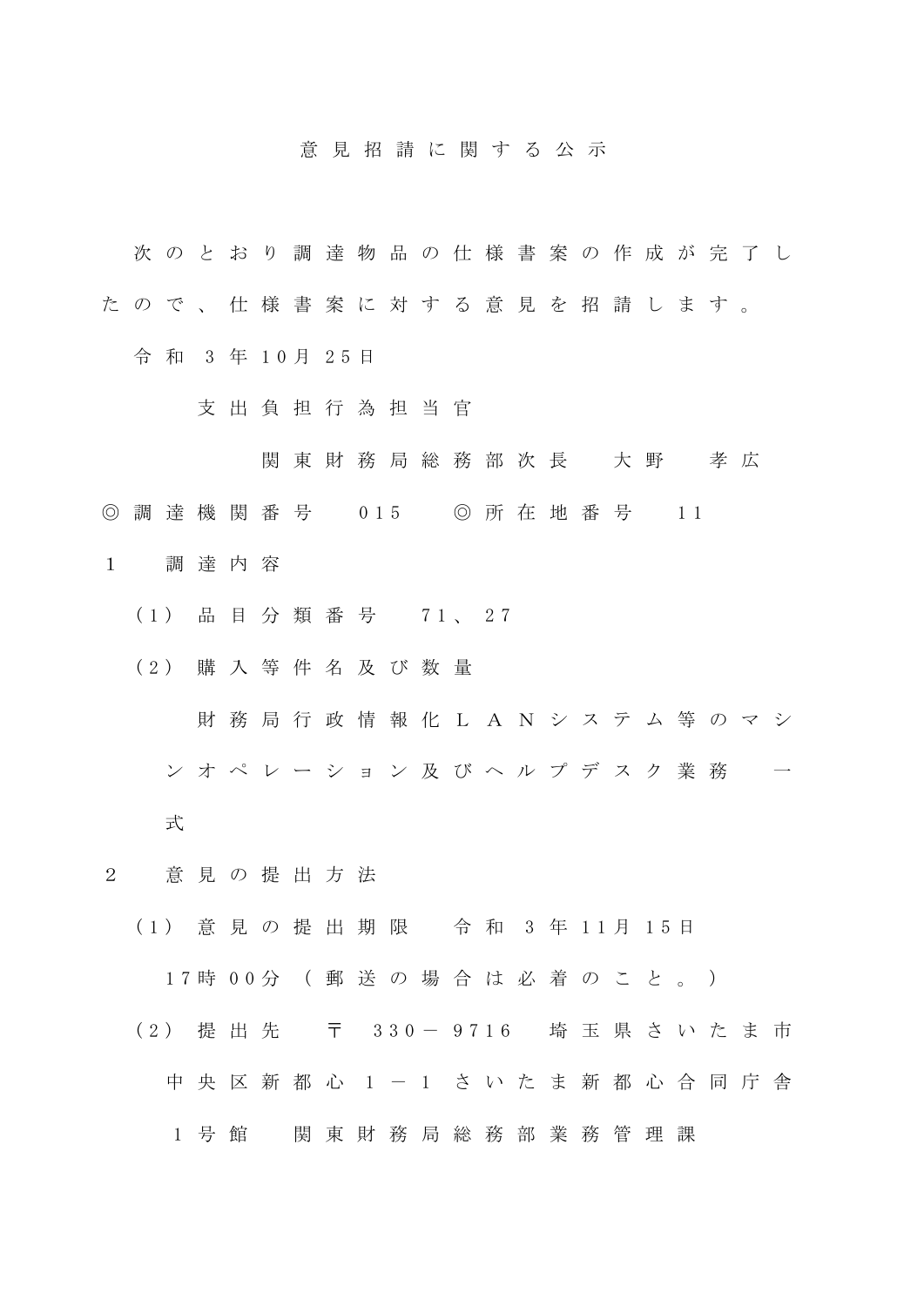# 意見招請に関する公示

次のとおり調達物品の仕様書案の作成が完了したので、仕様書案に対する意見を招請します。

令和３年10月25日

支出負担行為担当官

関東財務局総務部次長　大野　孝広

◎調達機関番号　015　◎所在地番号　11

１　調達内容

（1）品目分類番号　71、27

（2）購入等件名及び数量

財務局行政情報化ＬＡＮシステム等のマシンオペレーション及びヘルプデスク業務　一式

２　意見の提出方法

（1）意見の提出期限　令和３年11月15日 17時00分（郵送の場合は必着のこと。）

（2）提出先　〒330－9716　埼玉県さいたま市中央区新都心１－１　さいたま新都心合同庁舎１号館　関東財務局総務部業務管理課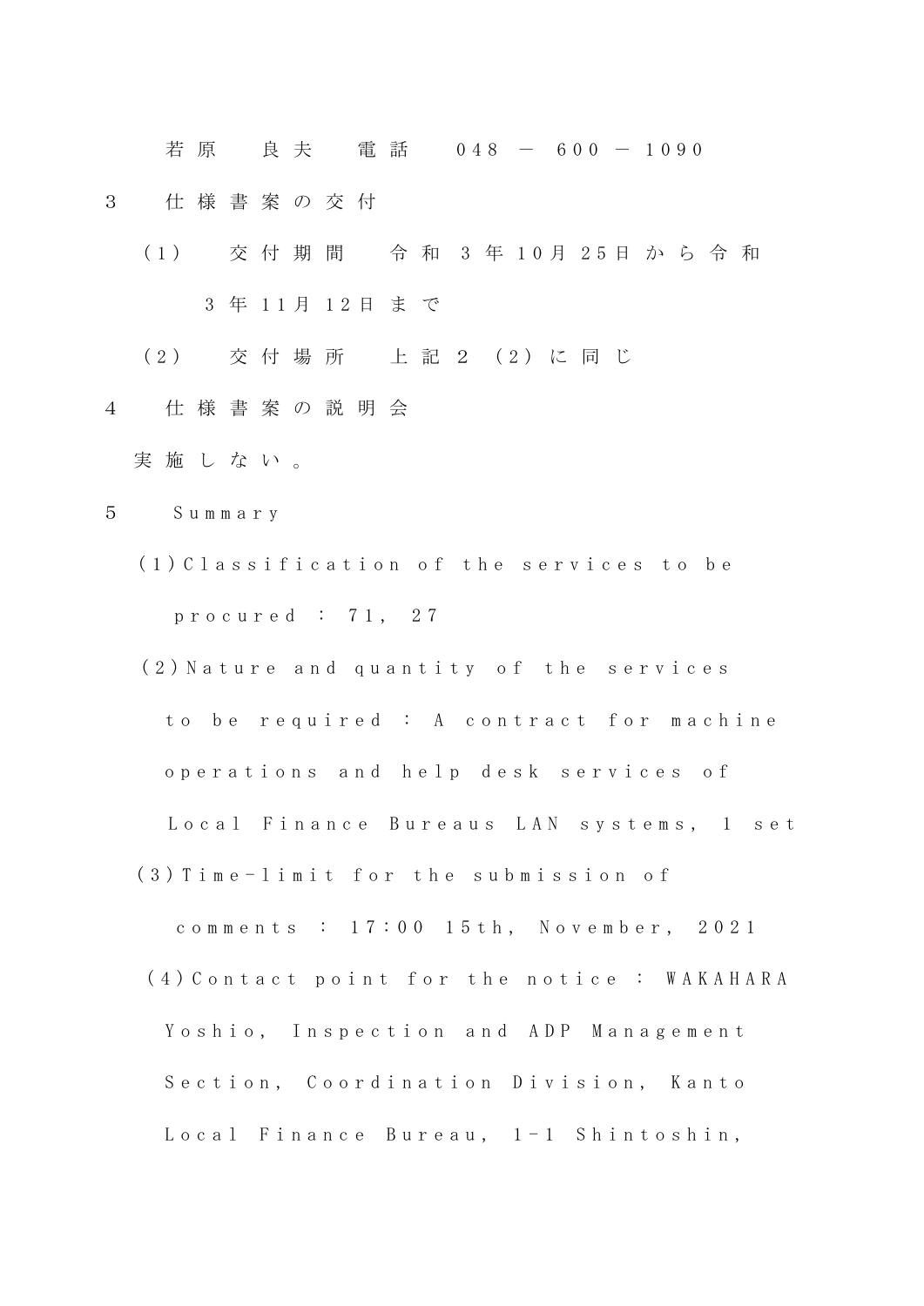若原　良夫　電話　048－600－1090

3　仕様書案の交付

（1）　交付期間　令和3年10月25日から令和3年11月12日まで

（2）　交付場所　上記2（2）に同じ

4　仕様書案の説明会

実施しない。

5　Summary

(1) Classification of the services to be procured：71，27

(2) Nature and quantity of the services to be required：A contract for machine operations and help desk services of Local Finance Bureaus LAN systems，1 set

(3) Time-limit for the submission of comments：17:00 15th，November，2021

(4) Contact point for the notice：WAKAHARA Yoshio，Inspection and ADP Management Section，Coordination Division，Kanto Local Finance Bureau，1-1 Shintoshin，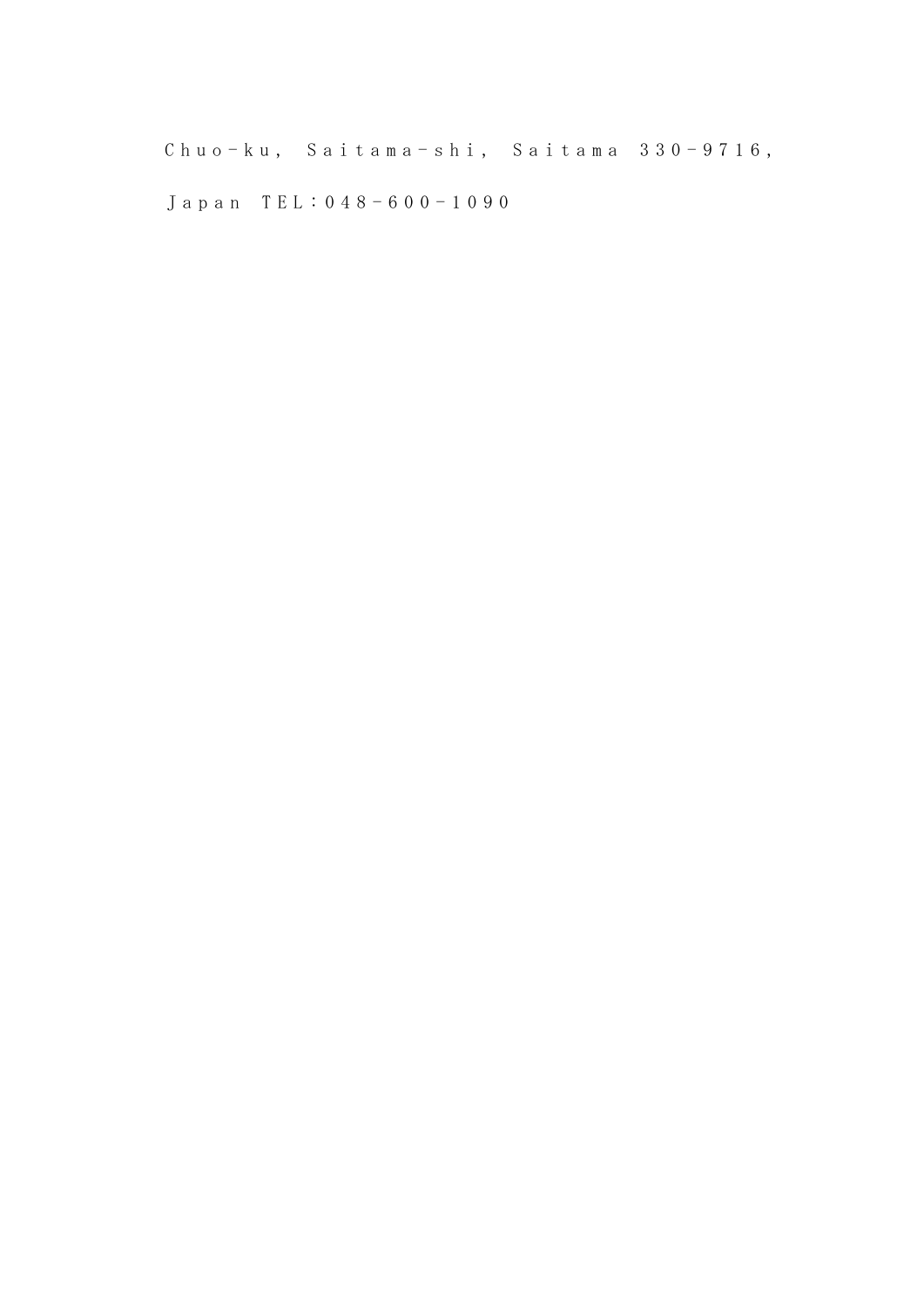Ｃｈｕｏ－ｋｕ，　Ｓａｉｔａｍａ－ｓｈｉ，　Ｓａｉｔａｍａ　３３０－９７１６，

Ｊａｐａｎ　ＴＥＬ：０４８－６００－１０９０